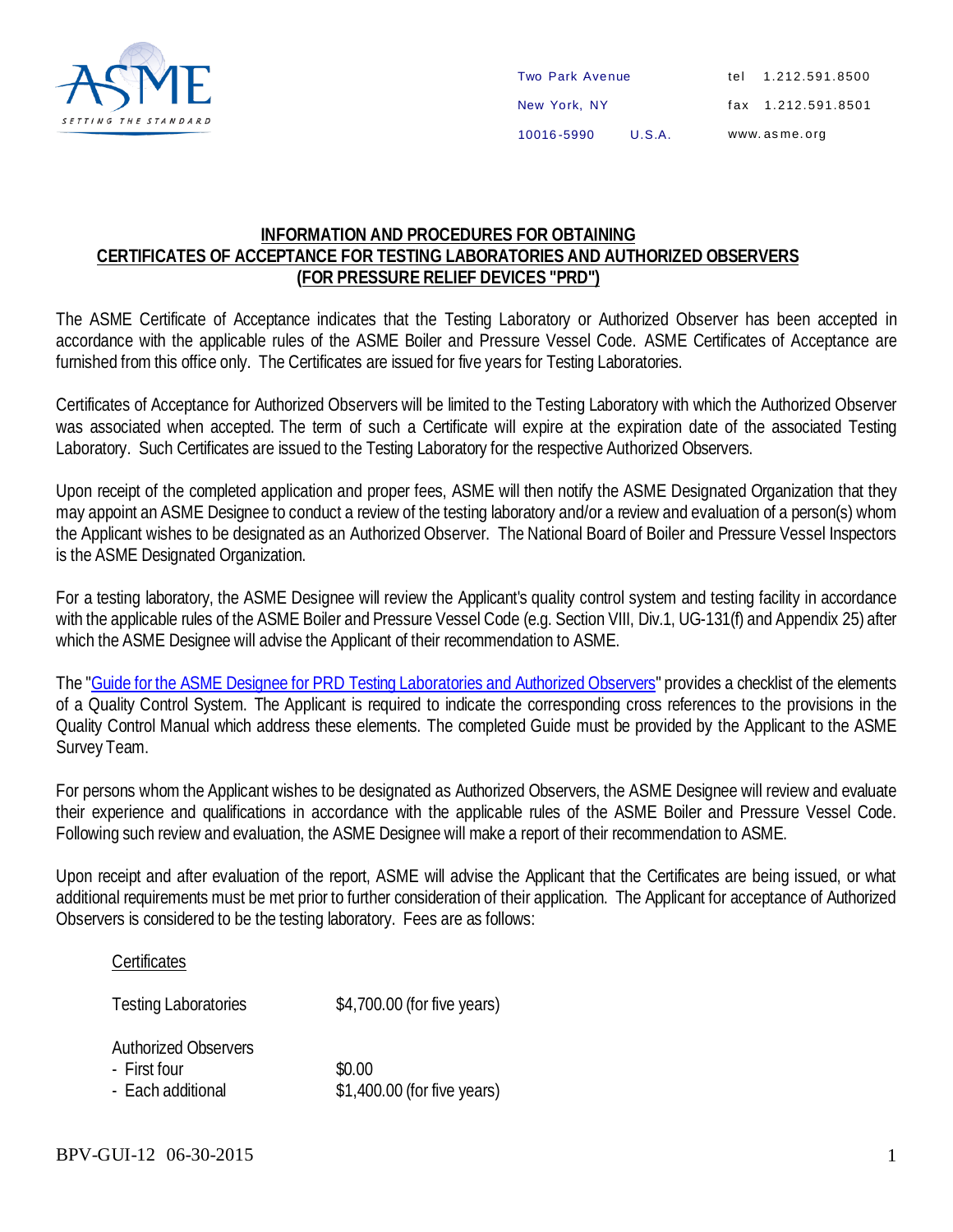ASME
SETTING THE STANDARD

Two Park Avenue
New York, NY
10016-5990 U.S.A.

tel 1.212.591.8500
fax 1.212.591.8501
www.asme.org

# INFORMATION AND PROCEDURES FOR OBTAINING CERTIFICATES OF ACCEPTANCE FOR TESTING LABORATORIES AND AUTHORIZED OBSERVERS (FOR PRESSURE RELIEF DEVICES "PRD")

The ASME Certificate of Acceptance indicates that the Testing Laboratory or Authorized Observer has been accepted in accordance with the applicable rules of the ASME Boiler and Pressure Vessel Code. ASME Certificates of Acceptance are furnished from this office only. The Certificates are issued for five years for Testing Laboratories.

Certificates of Acceptance for Authorized Observers will be limited to the Testing Laboratory with which the Authorized Observer was associated when accepted. The term of such a Certificate will expire at the expiration date of the associated Testing Laboratory. Such Certificates are issued to the Testing Laboratory for the respective Authorized Observers.

Upon receipt of the completed application and proper fees, ASME will then notify the ASME Designated Organization that they may appoint an ASME Designee to conduct a review of the testing laboratory and/or a review and evaluation of a person(s) whom the Applicant wishes to be designated as an Authorized Observer. The National Board of Boiler and Pressure Vessel Inspectors is the ASME Designated Organization.

For a testing laboratory, the ASME Designee will review the Applicant's quality control system and testing facility in accordance with the applicable rules of the ASME Boiler and Pressure Vessel Code (e.g. Section VIII, Div.1, UG-131(f) and Appendix 25) after which the ASME Designee will advise the Applicant of their recommendation to ASME.

The "Guide for the ASME Designee for PRD Testing Laboratories and Authorized Observers" provides a checklist of the elements of a Quality Control System. The Applicant is required to indicate the corresponding cross references to the provisions in the Quality Control Manual which address these elements. The completed Guide must be provided by the Applicant to the ASME Survey Team.

For persons whom the Applicant wishes to be designated as Authorized Observers, the ASME Designee will review and evaluate their experience and qualifications in accordance with the applicable rules of the ASME Boiler and Pressure Vessel Code. Following such review and evaluation, the ASME Designee will make a report of their recommendation to ASME.

Upon receipt and after evaluation of the report, ASME will advise the Applicant that the Certificates are being issued, or what additional requirements must be met prior to further consideration of their application. The Applicant for acceptance of Authorized Observers is considered to be the testing laboratory. Fees are as follows:

<u>Certificates</u>

| | |
|---|---|
| Testing Laboratories | $4,700.00 (for five years) |
| Authorized Observers | |
| - First four | $0.00 |
| - Each additional | $1,400.00 (for five years) |

BPV-GUI-12 06-30-2015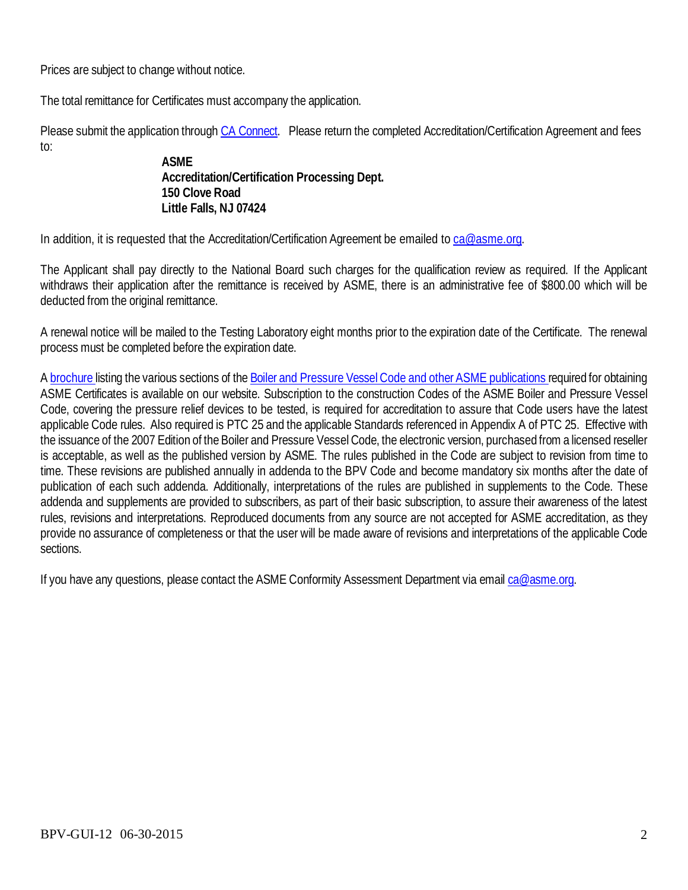Prices are subject to change without notice.

The total remittance for Certificates must accompany the application.

Please submit the application through CA Connect. Please return the completed Accreditation/Certification Agreement and fees to:

> **ASME**
> **Accreditation/Certification Processing Dept.**
> **150 Clove Road**
> **Little Falls, NJ 07424**

In addition, it is requested that the Accreditation/Certification Agreement be emailed to ca@asme.org.

The Applicant shall pay directly to the National Board such charges for the qualification review as required. If the Applicant withdraws their application after the remittance is received by ASME, there is an administrative fee of $800.00 which will be deducted from the original remittance.

A renewal notice will be mailed to the Testing Laboratory eight months prior to the expiration date of the Certificate. The renewal process must be completed before the expiration date.

A brochure listing the various sections of the Boiler and Pressure Vessel Code and other ASME publications required for obtaining ASME Certificates is available on our website. Subscription to the construction Codes of the ASME Boiler and Pressure Vessel Code, covering the pressure relief devices to be tested, is required for accreditation to assure that Code users have the latest applicable Code rules. Also required is PTC 25 and the applicable Standards referenced in Appendix A of PTC 25. Effective with the issuance of the 2007 Edition of the Boiler and Pressure Vessel Code, the electronic version, purchased from a licensed reseller is acceptable, as well as the published version by ASME. The rules published in the Code are subject to revision from time to time. These revisions are published annually in addenda to the BPV Code and become mandatory six months after the date of publication of each such addenda. Additionally, interpretations of the rules are published in supplements to the Code. These addenda and supplements are provided to subscribers, as part of their basic subscription, to assure their awareness of the latest rules, revisions and interpretations. Reproduced documents from any source are not accepted for ASME accreditation, as they provide no assurance of completeness or that the user will be made aware of revisions and interpretations of the applicable Code sections.

If you have any questions, please contact the ASME Conformity Assessment Department via email ca@asme.org.

BPV-GUI-12 06-30-2015